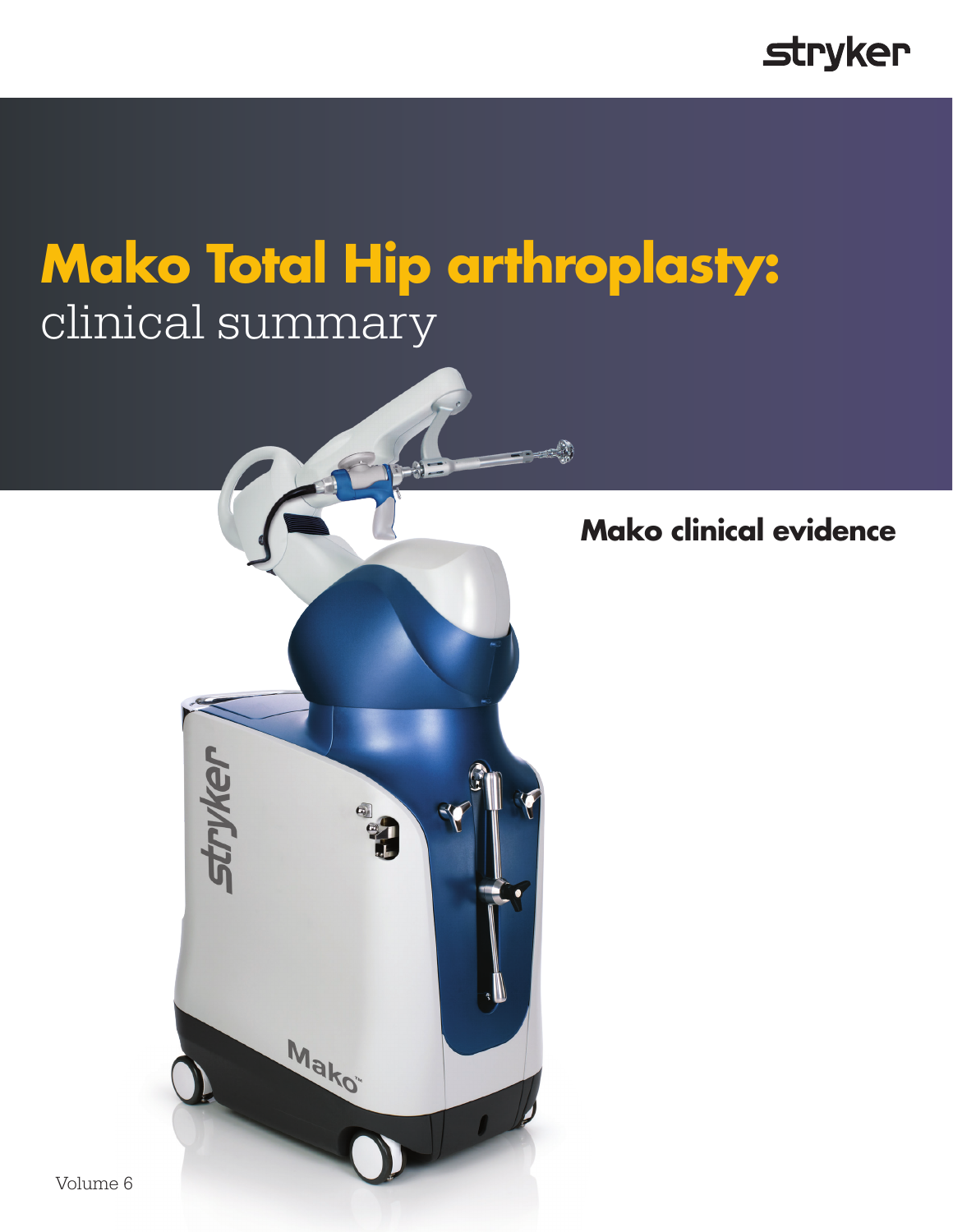# Mako Total Hip arthroplasty: clinical summary

## Mako clinical evidence

Volume 6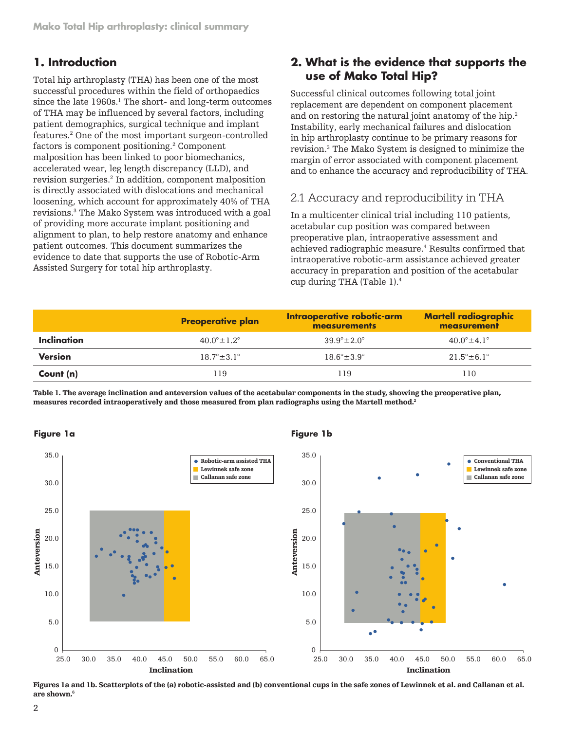## 1. Introduction

Total hip arthroplasty (THA) has been one of the most successful procedures within the field of orthopaedics since the late 1960s.[1] The short- and long-term outcomes of THA may be influenced by several factors, including patient demographics, surgical technique and implant features.[2] One of the most important surgeon-controlled factors is component positioning.[2] Component malposition has been linked to poor biomechanics, accelerated wear, leg length discrepancy (LLD), and revision surgeries.[2] In addition, component malposition is directly associated with dislocations and mechanical loosening, which account for approximately 40% of THA revisions.[3] The Mako System was introduced with a goal of providing more accurate implant positioning and alignment to plan, to help restore anatomy and enhance patient outcomes. This document summarizes the evidence to date that supports the use of Robotic-Arm Assisted Surgery for total hip arthroplasty.

## 2. What is the evidence that supports the use of Mako Total Hip?

Successful clinical outcomes following total joint replacement are dependent on component placement and on restoring the natural joint anatomy of the hip.[2] Instability, early mechanical failures and dislocation in hip arthroplasty continue to be primary reasons for revision.[3] The Mako System is designed to minimize the margin of error associated with component placement and to enhance the accuracy and reproducibility of THA.

### 2.1 Accuracy and reproducibility in THA

In a multicenter clinical trial including 110 patients, acetabular cup position was compared between preoperative plan, intraoperative assessment and achieved radiographic measure.[4] Results confirmed that intraoperative robotic-arm assistance achieved greater accuracy in preparation and position of the acetabular cup during THA (Table 1).[4]

| | Preoperative plan | Intraoperative robotic-arm measurements | Martell radiographic measurement |
|---|---|---|---|
| **Inclination** | 40.0°±1.2° | 39.9°±2.0° | 40.0°±4.1° |
| **Version** | 18.7°±3.1° | 18.6°±3.9° | 21.5°±6.1° |
| **Count (n)** | 119 | 119 | 110 |

**Table 1. The average inclination and anteversion values of the acetabular components in the study, showing the preoperative plan, measures recorded intraoperatively and those measured from plan radiographs using the Martell method.[2]**

**Figure 1a**

**Figure 1b**

**Figures 1a and 1b. Scatterplots of the (a) robotic-assisted and (b) conventional cups in the safe zones of Lewinnek et al. and Callanan et al. are shown.[6]**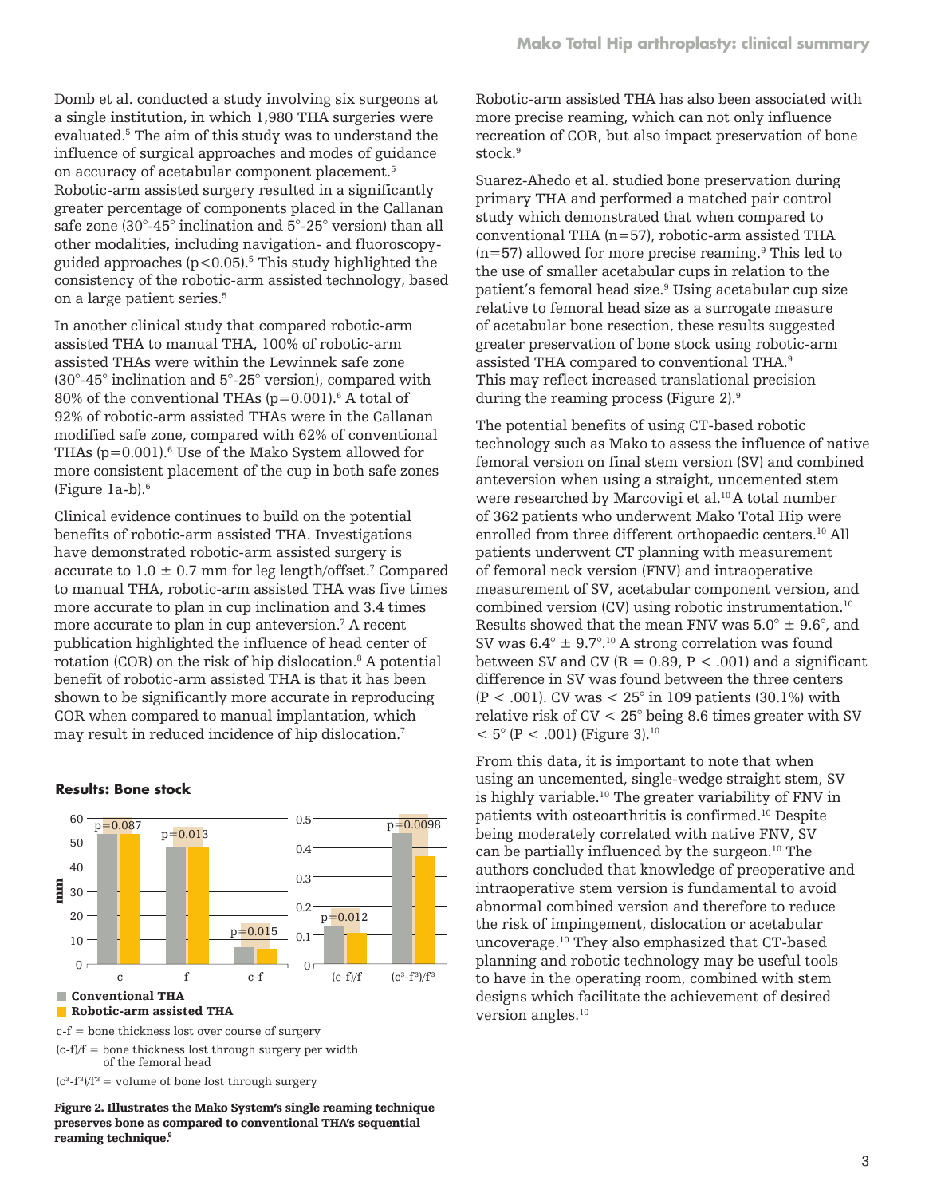Domb et al. conducted a study involving six surgeons at a single institution, in which 1,980 THA surgeries were evaluated.[5] The aim of this study was to understand the influence of surgical approaches and modes of guidance on accuracy of acetabular component placement.[5] Robotic-arm assisted surgery resulted in a significantly greater percentage of components placed in the Callanan safe zone (30°-45° inclination and 5°-25° version) than all other modalities, including navigation- and fluoroscopy-guided approaches ($p<0.05$).[5] This study highlighted the consistency of the robotic-arm assisted technology, based on a large patient series.[5]

In another clinical study that compared robotic-arm assisted THA to manual THA, 100% of robotic-arm assisted THAs were within the Lewinnek safe zone (30°-45° inclination and 5°-25° version), compared with 80% of the conventional THAs ($p=0.001$).[6] A total of 92% of robotic-arm assisted THAs were in the Callanan modified safe zone, compared with 62% of conventional THAs ($p=0.001$).[6] Use of the Mako System allowed for more consistent placement of the cup in both safe zones (Figure 1a-b).[6]

Clinical evidence continues to build on the potential benefits of robotic-arm assisted THA. Investigations have demonstrated robotic-arm assisted surgery is accurate to 1.0 ± 0.7 mm for leg length/offset.[7] Compared to manual THA, robotic-arm assisted THA was five times more accurate to plan in cup inclination and 3.4 times more accurate to plan in cup anteversion.[7] A recent publication highlighted the influence of head center of rotation (COR) on the risk of hip dislocation.[8] A potential benefit of robotic-arm assisted THA is that it has been shown to be significantly more accurate in reproducing COR when compared to manual implantation, which may result in reduced incidence of hip dislocation.[7]

**Results: Bone stock**

| Measure | Conventional THA | Robotic-arm assisted THA | p |
|---|---|---|---|
| c (mm) | ~53 | ~53 | p=0.087 |
| f (mm) | ~48 | ~48 | p=0.013 |
| c-f (mm) | ~7 | ~6 | p=0.015 |
| (c-f)/f | ~0.14 | ~0.11 | p=0.012 |
| ($c^3$-$f^3$)/$f^3$ | ~0.44 | ~0.36 | p=0.0098 |

c-f = bone thickness lost over course of surgery

(c-f)/f = bone thickness lost through surgery per width of the femoral head

($c^3$-$f^3$)/$f^3$ = volume of bone lost through surgery

**Figure 2. Illustrates the Mako System's single reaming technique preserves bone as compared to conventional THA's sequential reaming technique.[9]**

Robotic-arm assisted THA has also been associated with more precise reaming, which can not only influence recreation of COR, but also impact preservation of bone stock.[9]

Suarez-Ahedo et al. studied bone preservation during primary THA and performed a matched pair control study which demonstrated that when compared to conventional THA (n=57), robotic-arm assisted THA (n=57) allowed for more precise reaming.[9] This led to the use of smaller acetabular cups in relation to the patient's femoral head size.[9] Using acetabular cup size relative to femoral head size as a surrogate measure of acetabular bone resection, these results suggested greater preservation of bone stock using robotic-arm assisted THA compared to conventional THA.[9] This may reflect increased translational precision during the reaming process (Figure 2).[9]

The potential benefits of using CT-based robotic technology such as Mako to assess the influence of native femoral version on final stem version (SV) and combined anteversion when using a straight, uncemented stem were researched by Marcovigi et al.[10] A total number of 362 patients who underwent Mako Total Hip were enrolled from three different orthopaedic centers.[10] All patients underwent CT planning with measurement of femoral neck version (FNV) and intraoperative measurement of SV, acetabular component version, and combined version (CV) using robotic instrumentation.[10] Results showed that the mean FNV was 5.0° ± 9.6°, and SV was 6.4° ± 9.7°.[10] A strong correlation was found between SV and CV ($R = 0.89$, $P < .001$) and a significant difference in SV was found between the three centers ($P < .001$). CV was < 25° in 109 patients (30.1%) with relative risk of CV < 25° being 8.6 times greater with SV < 5° ($P < .001$) (Figure 3).[10]

From this data, it is important to note that when using an uncemented, single-wedge straight stem, SV is highly variable.[10] The greater variability of FNV in patients with osteoarthritis is confirmed.[10] Despite being moderately correlated with native FNV, SV can be partially influenced by the surgeon.[10] The authors concluded that knowledge of preoperative and intraoperative stem version is fundamental to avoid abnormal combined version and therefore to reduce the risk of impingement, dislocation or acetabular uncoverage.[10] They also emphasized that CT-based planning and robotic technology may be useful tools to have in the operating room, combined with stem designs which facilitate the achievement of desired version angles.[10]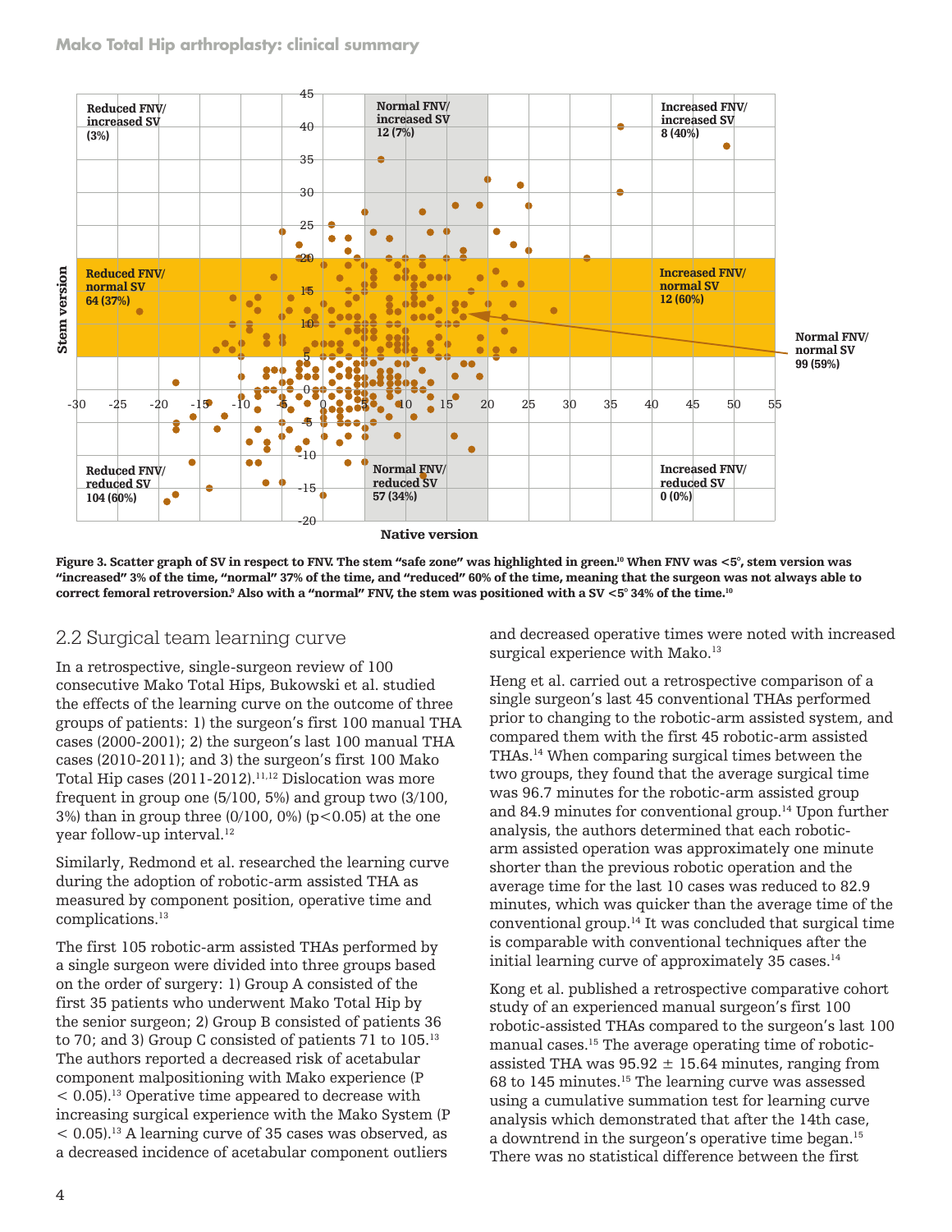Figure 3. Scatter graph of SV in respect to FNV. The stem "safe zone" was highlighted in green.[10] When FNV was <5°, stem version was "increased" 3% of the time, "normal" 37% of the time, and "reduced" 60% of the time, meaning that the surgeon was not always able to correct femoral retroversion.[9] Also with a "normal" FNV, the stem was positioned with a SV <5° 34% of the time.[10]

## 2.2 Surgical team learning curve

In a retrospective, single-surgeon review of 100 consecutive Mako Total Hips, Bukowski et al. studied the effects of the learning curve on the outcome of three groups of patients: 1) the surgeon's first 100 manual THA cases (2000-2001); 2) the surgeon's last 100 manual THA cases (2010-2011); and 3) the surgeon's first 100 Mako Total Hip cases (2011-2012).[11,12] Dislocation was more frequent in group one (5/100, 5%) and group two (3/100, 3%) than in group three (0/100, 0%) ($p<0.05$) at the one year follow-up interval.[12]

Similarly, Redmond et al. researched the learning curve during the adoption of robotic-arm assisted THA as measured by component position, operative time and complications.[13]

The first 105 robotic-arm assisted THAs performed by a single surgeon were divided into three groups based on the order of surgery: 1) Group A consisted of the first 35 patients who underwent Mako Total Hip by the senior surgeon; 2) Group B consisted of patients 36 to 70; and 3) Group C consisted of patients 71 to 105.[13] The authors reported a decreased risk of acetabular component malpositioning with Mako experience ($P < 0.05$).[13] Operative time appeared to decrease with increasing surgical experience with the Mako System ($P < 0.05$).[13] A learning curve of 35 cases was observed, as a decreased incidence of acetabular component outliers and decreased operative times were noted with increased surgical experience with Mako.[13]

Heng et al. carried out a retrospective comparison of a single surgeon's last 45 conventional THAs performed prior to changing to the robotic-arm assisted system, and compared them with the first 45 robotic-arm assisted THAs.[14] When comparing surgical times between the two groups, they found that the average surgical time was 96.7 minutes for the robotic-arm assisted group and 84.9 minutes for conventional group.[14] Upon further analysis, the authors determined that each robotic-arm assisted operation was approximately one minute shorter than the previous robotic operation and the average time for the last 10 cases was reduced to 82.9 minutes, which was quicker than the average time of the conventional group.[14] It was concluded that surgical time is comparable with conventional techniques after the initial learning curve of approximately 35 cases.[14]

Kong et al. published a retrospective comparative cohort study of an experienced manual surgeon's first 100 robotic-assisted THAs compared to the surgeon's last 100 manual cases.[15] The average operating time of robotic-assisted THA was 95.92 ± 15.64 minutes, ranging from 68 to 145 minutes.[15] The learning curve was assessed using a cumulative summation test for learning curve analysis which demonstrated that after the 14th case, a downtrend in the surgeon's operative time began.[15] There was no statistical difference between the first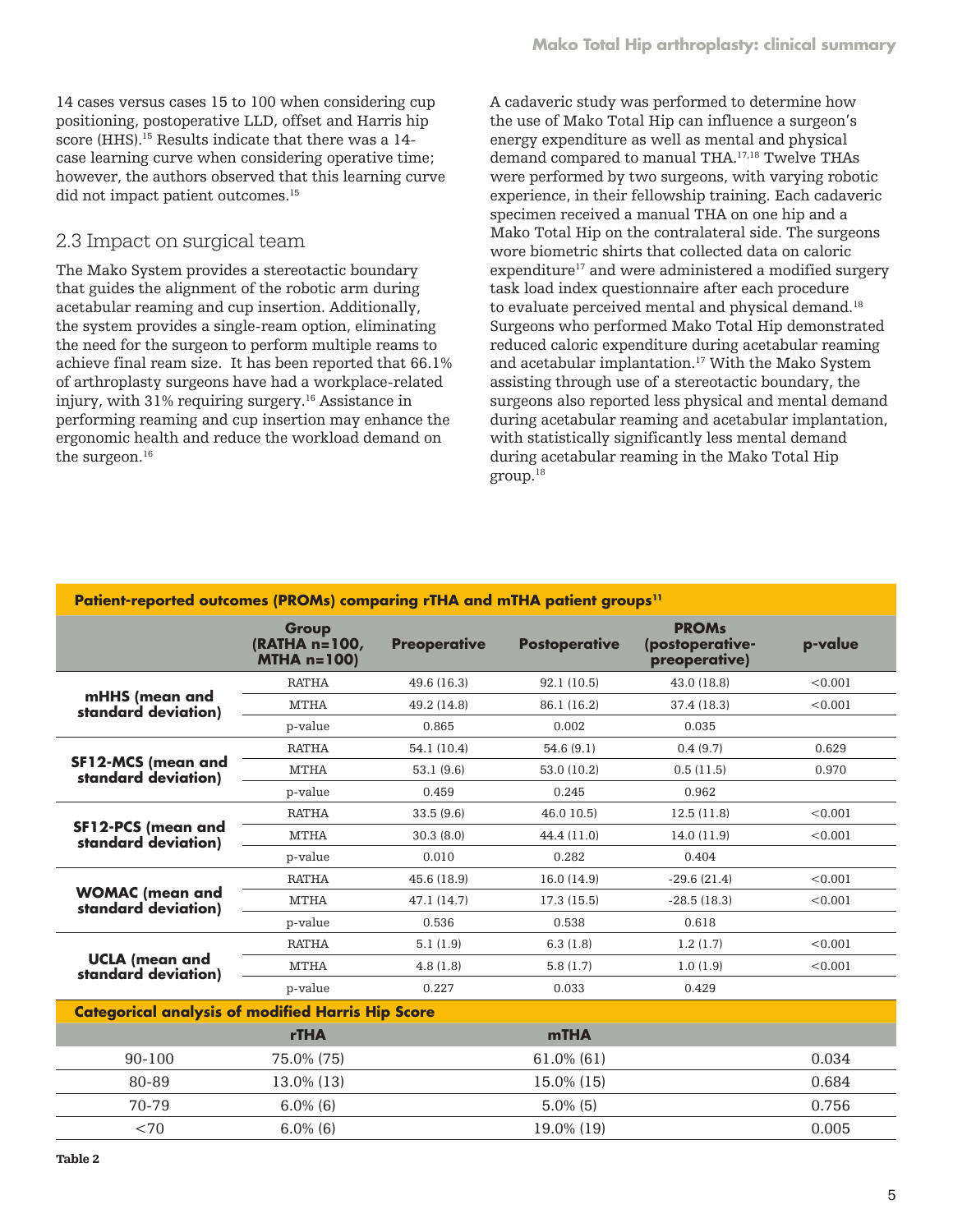14 cases versus cases 15 to 100 when considering cup positioning, postoperative LLD, offset and Harris hip score (HHS).[15] Results indicate that there was a 14-case learning curve when considering operative time; however, the authors observed that this learning curve did not impact patient outcomes.[15]

## 2.3 Impact on surgical team

The Mako System provides a stereotactic boundary that guides the alignment of the robotic arm during acetabular reaming and cup insertion. Additionally, the system provides a single-ream option, eliminating the need for the surgeon to perform multiple reams to achieve final ream size. It has been reported that 66.1% of arthroplasty surgeons have had a workplace-related injury, with 31% requiring surgery.[16] Assistance in performing reaming and cup insertion may enhance the ergonomic health and reduce the workload demand on the surgeon.[16]

A cadaveric study was performed to determine how the use of Mako Total Hip can influence a surgeon's energy expenditure as well as mental and physical demand compared to manual THA.[17,18] Twelve THAs were performed by two surgeons, with varying robotic experience, in their fellowship training. Each cadaveric specimen received a manual THA on one hip and a Mako Total Hip on the contralateral side. The surgeons wore biometric shirts that collected data on caloric expenditure[17] and were administered a modified surgery task load index questionnaire after each procedure to evaluate perceived mental and physical demand.[18] Surgeons who performed Mako Total Hip demonstrated reduced caloric expenditure during acetabular reaming and acetabular implantation.[17] With the Mako System assisting through use of a stereotactic boundary, the surgeons also reported less physical and mental demand during acetabular reaming and acetabular implantation, with statistically significantly less mental demand during acetabular reaming in the Mako Total Hip group.[18]

**Patient-reported outcomes (PROMs) comparing rTHA and mTHA patient groups[11]**

| | Group (RATHA n=100, MTHA n=100) | Preoperative | Postoperative | PROMs (postoperative-preoperative) | p-value |
|---|---|---|---|---|---|
| mHHS (mean and standard deviation) | RATHA | 49.6 (16.3) | 92.1 (10.5) | 43.0 (18.8) | <0.001 |
| | MTHA | 49.2 (14.8) | 86.1 (16.2) | 37.4 (18.3) | <0.001 |
| | p-value | 0.865 | 0.002 | 0.035 | |
| SF12-MCS (mean and standard deviation) | RATHA | 54.1 (10.4) | 54.6 (9.1) | 0.4 (9.7) | 0.629 |
| | MTHA | 53.1 (9.6) | 53.0 (10.2) | 0.5 (11.5) | 0.970 |
| | p-value | 0.459 | 0.245 | 0.962 | |
| SF12-PCS (mean and standard deviation) | RATHA | 33.5 (9.6) | 46.0 10.5) | 12.5 (11.8) | <0.001 |
| | MTHA | 30.3 (8.0) | 44.4 (11.0) | 14.0 (11.9) | <0.001 |
| | p-value | 0.010 | 0.282 | 0.404 | |
| WOMAC (mean and standard deviation) | RATHA | 45.6 (18.9) | 16.0 (14.9) | -29.6 (21.4) | <0.001 |
| | MTHA | 47.1 (14.7) | 17.3 (15.5) | -28.5 (18.3) | <0.001 |
| | p-value | 0.536 | 0.538 | 0.618 | |
| UCLA (mean and standard deviation) | RATHA | 5.1 (1.9) | 6.3 (1.8) | 1.2 (1.7) | <0.001 |
| | MTHA | 4.8 (1.8) | 5.8 (1.7) | 1.0 (1.9) | <0.001 |
| | p-value | 0.227 | 0.033 | 0.429 | |

**Categorical analysis of modified Harris Hip Score**

| | rTHA | mTHA | |
|---|---|---|---|
| 90-100 | 75.0% (75) | 61.0% (61) | 0.034 |
| 80-89 | 13.0% (13) | 15.0% (15) | 0.684 |
| 70-79 | 6.0% (6) | 5.0% (5) | 0.756 |
| <70 | 6.0% (6) | 19.0% (19) | 0.005 |

**Table 2**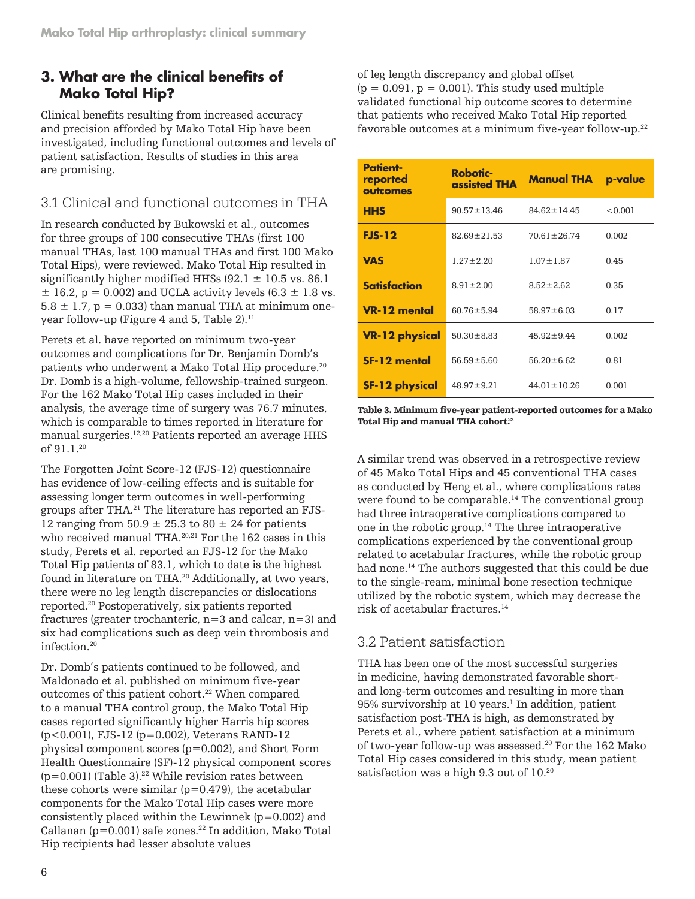## 3. What are the clinical benefits of Mako Total Hip?

Clinical benefits resulting from increased accuracy and precision afforded by Mako Total Hip have been investigated, including functional outcomes and levels of patient satisfaction. Results of studies in this area are promising.

### 3.1 Clinical and functional outcomes in THA

In research conducted by Bukowski et al., outcomes for three groups of 100 consecutive THAs (first 100 manual THAs, last 100 manual THAs and first 100 Mako Total Hips), were reviewed. Mako Total Hip resulted in significantly higher modified HHSs (92.1 ± 10.5 vs. 86.1 ± 16.2, p = 0.002) and UCLA activity levels (6.3 ± 1.8 vs. 5.8 ± 1.7, p = 0.033) than manual THA at minimum one-year follow-up (Figure 4 and 5, Table 2).[11]

Perets et al. have reported on minimum two-year outcomes and complications for Dr. Benjamin Domb's patients who underwent a Mako Total Hip procedure.[20] Dr. Domb is a high-volume, fellowship-trained surgeon. For the 162 Mako Total Hip cases included in their analysis, the average time of surgery was 76.7 minutes, which is comparable to times reported in literature for manual surgeries.[12,20] Patients reported an average HHS of 91.1.[20]

The Forgotten Joint Score-12 (FJS-12) questionnaire has evidence of low-ceiling effects and is suitable for assessing longer term outcomes in well-performing groups after THA.[21] The literature has reported an FJS-12 ranging from 50.9 ± 25.3 to 80 ± 24 for patients who received manual THA.[20,21] For the 162 cases in this study, Perets et al. reported an FJS-12 for the Mako Total Hip patients of 83.1, which to date is the highest found in literature on THA.[20] Additionally, at two years, there were no leg length discrepancies or dislocations reported.[20] Postoperatively, six patients reported fractures (greater trochanteric, n=3 and calcar, n=3) and six had complications such as deep vein thrombosis and infection.[20]

Dr. Domb's patients continued to be followed, and Maldonado et al. published on minimum five-year outcomes of this patient cohort.[22] When compared to a manual THA control group, the Mako Total Hip cases reported significantly higher Harris hip scores (p<0.001), FJS-12 (p=0.002), Veterans RAND-12 physical component scores (p=0.002), and Short Form Health Questionnaire (SF)-12 physical component scores (p=0.001) (Table 3).[22] While revision rates between these cohorts were similar (p=0.479), the acetabular components for the Mako Total Hip cases were more consistently placed within the Lewinnek (p=0.002) and Callanan (p=0.001) safe zones.[22] In addition, Mako Total Hip recipients had lesser absolute values of leg length discrepancy and global offset (p = 0.091, p = 0.001). This study used multiple validated functional hip outcome scores to determine that patients who received Mako Total Hip reported favorable outcomes at a minimum five-year follow-up.[22]

| Patient-reported outcomes | Robotic-assisted THA | Manual THA | p-value |
|---|---|---|---|
| **HHS** | 90.57±13.46 | 84.62±14.45 | <0.001 |
| **FJS-12** | 82.69±21.53 | 70.61±26.74 | 0.002 |
| **VAS** | 1.27±2.20 | 1.07±1.87 | 0.45 |
| **Satisfaction** | 8.91±2.00 | 8.52±2.62 | 0.35 |
| **VR-12 mental** | 60.76±5.94 | 58.97±6.03 | 0.17 |
| **VR-12 physical** | 50.30±8.83 | 45.92±9.44 | 0.002 |
| **SF-12 mental** | 56.59±5.60 | 56.20±6.62 | 0.81 |
| **SF-12 physical** | 48.97±9.21 | 44.01±10.26 | 0.001 |

**Table 3. Minimum five-year patient-reported outcomes for a Mako Total Hip and manual THA cohort.[22]**

A similar trend was observed in a retrospective review of 45 Mako Total Hips and 45 conventional THA cases as conducted by Heng et al., where complications rates were found to be comparable.[14] The conventional group had three intraoperative complications compared to one in the robotic group.[14] The three intraoperative complications experienced by the conventional group related to acetabular fractures, while the robotic group had none.[14] The authors suggested that this could be due to the single-ream, minimal bone resection technique utilized by the robotic system, which may decrease the risk of acetabular fractures.[14]

### 3.2 Patient satisfaction

THA has been one of the most successful surgeries in medicine, having demonstrated favorable short- and long-term outcomes and resulting in more than 95% survivorship at 10 years.[1] In addition, patient satisfaction post-THA is high, as demonstrated by Perets et al., where patient satisfaction at a minimum of two-year follow-up was assessed.[20] For the 162 Mako Total Hip cases considered in this study, mean patient satisfaction was a high 9.3 out of 10.[20]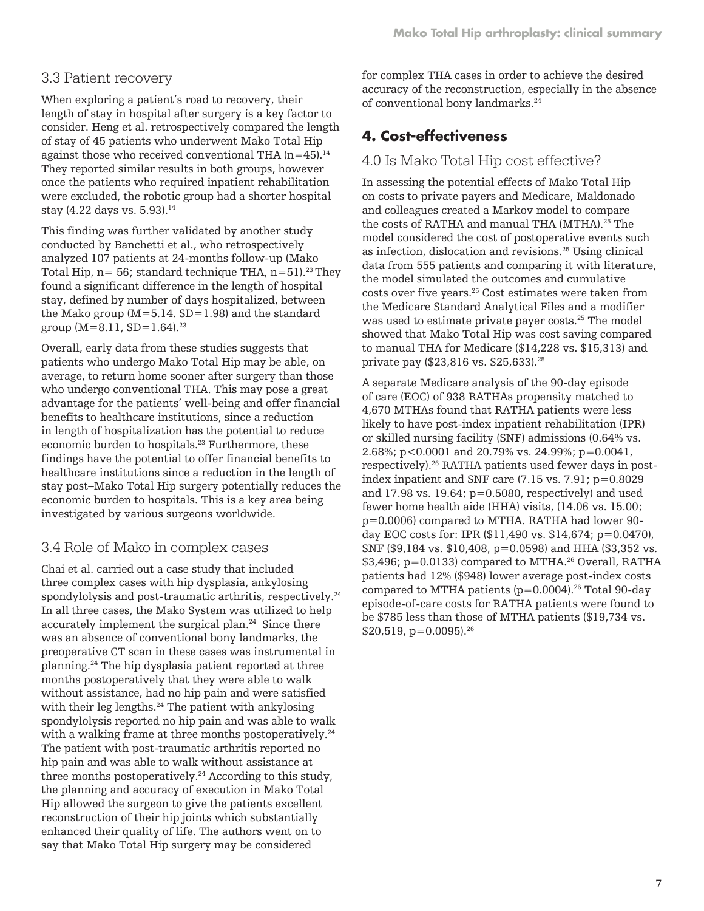### 3.3 Patient recovery

When exploring a patient's road to recovery, their length of stay in hospital after surgery is a key factor to consider. Heng et al. retrospectively compared the length of stay of 45 patients who underwent Mako Total Hip against those who received conventional THA (n=45).[14] They reported similar results in both groups, however once the patients who required inpatient rehabilitation were excluded, the robotic group had a shorter hospital stay (4.22 days vs. 5.93).[14]

This finding was further validated by another study conducted by Banchetti et al., who retrospectively analyzed 107 patients at 24-months follow-up (Mako Total Hip, n= 56; standard technique THA, n=51).[23] They found a significant difference in the length of hospital stay, defined by number of days hospitalized, between the Mako group (M=5.14. SD=1.98) and the standard group (M=8.11, SD=1.64).[23]

Overall, early data from these studies suggests that patients who undergo Mako Total Hip may be able, on average, to return home sooner after surgery than those who undergo conventional THA. This may pose a great advantage for the patients' well-being and offer financial benefits to healthcare institutions, since a reduction in length of hospitalization has the potential to reduce economic burden to hospitals.[23] Furthermore, these findings have the potential to offer financial benefits to healthcare institutions since a reduction in the length of stay post–Mako Total Hip surgery potentially reduces the economic burden to hospitals. This is a key area being investigated by various surgeons worldwide.

### 3.4 Role of Mako in complex cases

Chai et al. carried out a case study that included three complex cases with hip dysplasia, ankylosing spondylolysis and post-traumatic arthritis, respectively.[24] In all three cases, the Mako System was utilized to help accurately implement the surgical plan.[24] Since there was an absence of conventional bony landmarks, the preoperative CT scan in these cases was instrumental in planning.[24] The hip dysplasia patient reported at three months postoperatively that they were able to walk without assistance, had no hip pain and were satisfied with their leg lengths.[24] The patient with ankylosing spondylolysis reported no hip pain and was able to walk with a walking frame at three months postoperatively.[24] The patient with post-traumatic arthritis reported no hip pain and was able to walk without assistance at three months postoperatively.[24] According to this study, the planning and accuracy of execution in Mako Total Hip allowed the surgeon to give the patients excellent reconstruction of their hip joints which substantially enhanced their quality of life. The authors went on to say that Mako Total Hip surgery may be considered for complex THA cases in order to achieve the desired accuracy of the reconstruction, especially in the absence of conventional bony landmarks.[24]

## 4. Cost-effectiveness

### 4.0 Is Mako Total Hip cost effective?

In assessing the potential effects of Mako Total Hip on costs to private payers and Medicare, Maldonado and colleagues created a Markov model to compare the costs of RATHA and manual THA (MTHA).[25] The model considered the cost of postoperative events such as infection, dislocation and revisions.[25] Using clinical data from 555 patients and comparing it with literature, the model simulated the outcomes and cumulative costs over five years.[25] Cost estimates were taken from the Medicare Standard Analytical Files and a modifier was used to estimate private payer costs.[25] The model showed that Mako Total Hip was cost saving compared to manual THA for Medicare ($14,228 vs. $15,313) and private pay ($23,816 vs. $25,633).[25]

A separate Medicare analysis of the 90-day episode of care (EOC) of 938 RATHAs propensity matched to 4,670 MTHAs found that RATHA patients were less likely to have post-index inpatient rehabilitation (IPR) or skilled nursing facility (SNF) admissions (0.64% vs. 2.68%; $p<0.0001$ and 20.79% vs. 24.99%; $p=0.0041$, respectively).[26] RATHA patients used fewer days in post-index inpatient and SNF care (7.15 vs. 7.91; $p=0.8029$ and 17.98 vs. 19.64; $p=0.5080$, respectively) and used fewer home health aide (HHA) visits, (14.06 vs. 15.00; $p=0.0006$) compared to MTHA. RATHA had lower 90-day EOC costs for: IPR ($11,490 vs. $14,674; $p=0.0470$), SNF ($9,184 vs. $10,408, $p=0.0598$) and HHA ($3,352 vs. $3,496; $p=0.0133$) compared to MTHA.[26] Overall, RATHA patients had 12% ($948) lower average post-index costs compared to MTHA patients ($p=0.0004$).[26] Total 90-day episode-of-care costs for RATHA patients were found to be $785 less than those of MTHA patients ($19,734 vs. $20,519, $p=0.0095$).[26]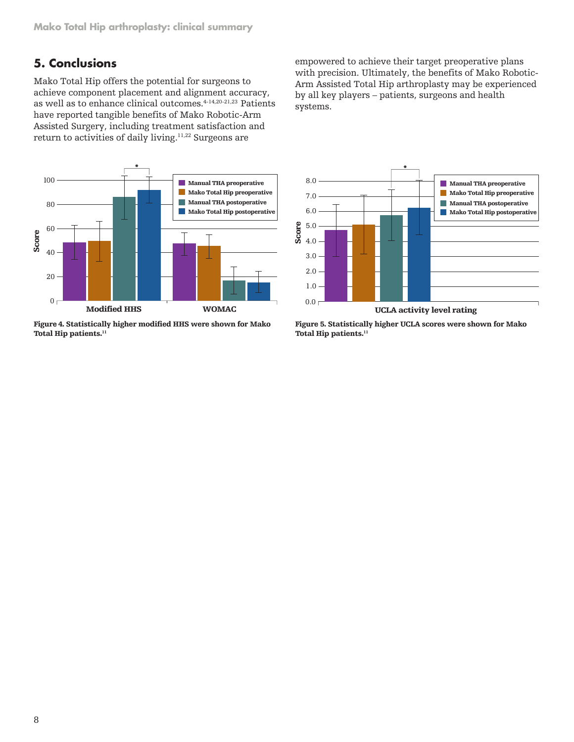## 5. Conclusions

Mako Total Hip offers the potential for surgeons to achieve component placement and alignment accuracy, as well as to enhance clinical outcomes.[4-14,20-21,23] Patients have reported tangible benefits of Mako Robotic-Arm Assisted Surgery, including treatment satisfaction and return to activities of daily living.[11,22] Surgeons are empowered to achieve their target preoperative plans with precision. Ultimately, the benefits of Mako Robotic-Arm Assisted Total Hip arthroplasty may be experienced by all key players – patients, surgeons and health systems.

**Figure 4. Statistically higher modified HHS were shown for Mako Total Hip patients.[11]**

**Figure 5. Statistically higher UCLA scores were shown for Mako Total Hip patients.[11]**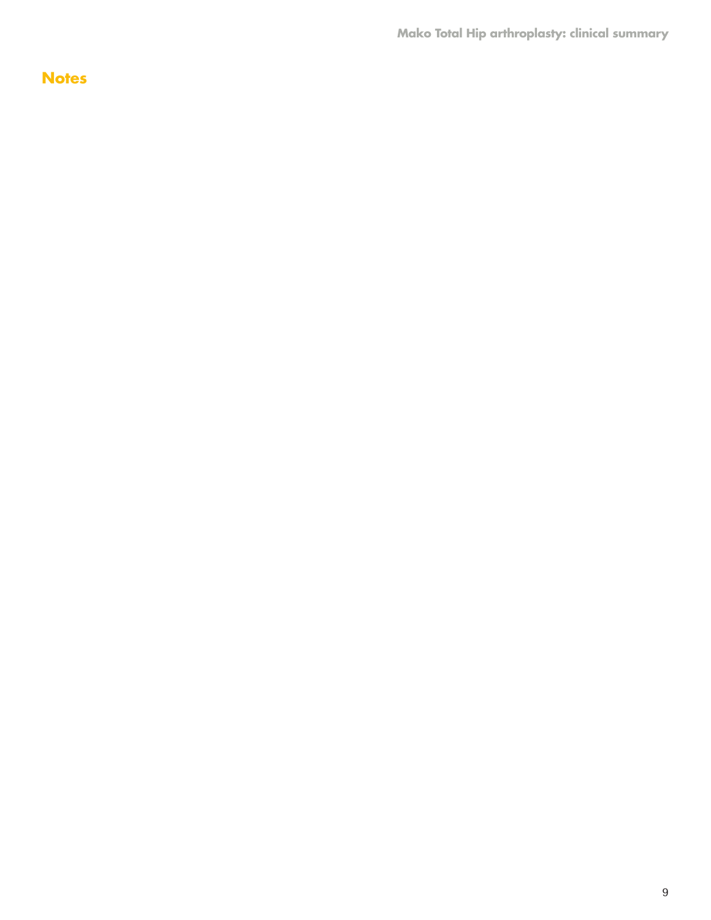## Notes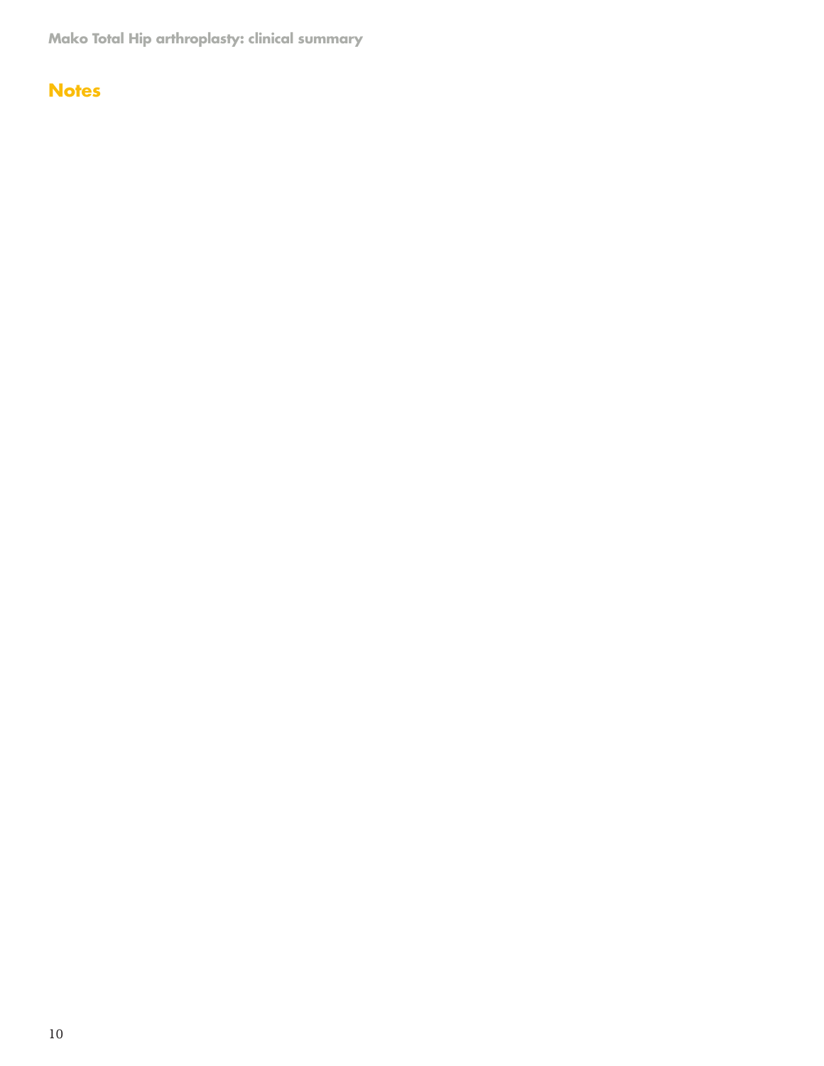## Notes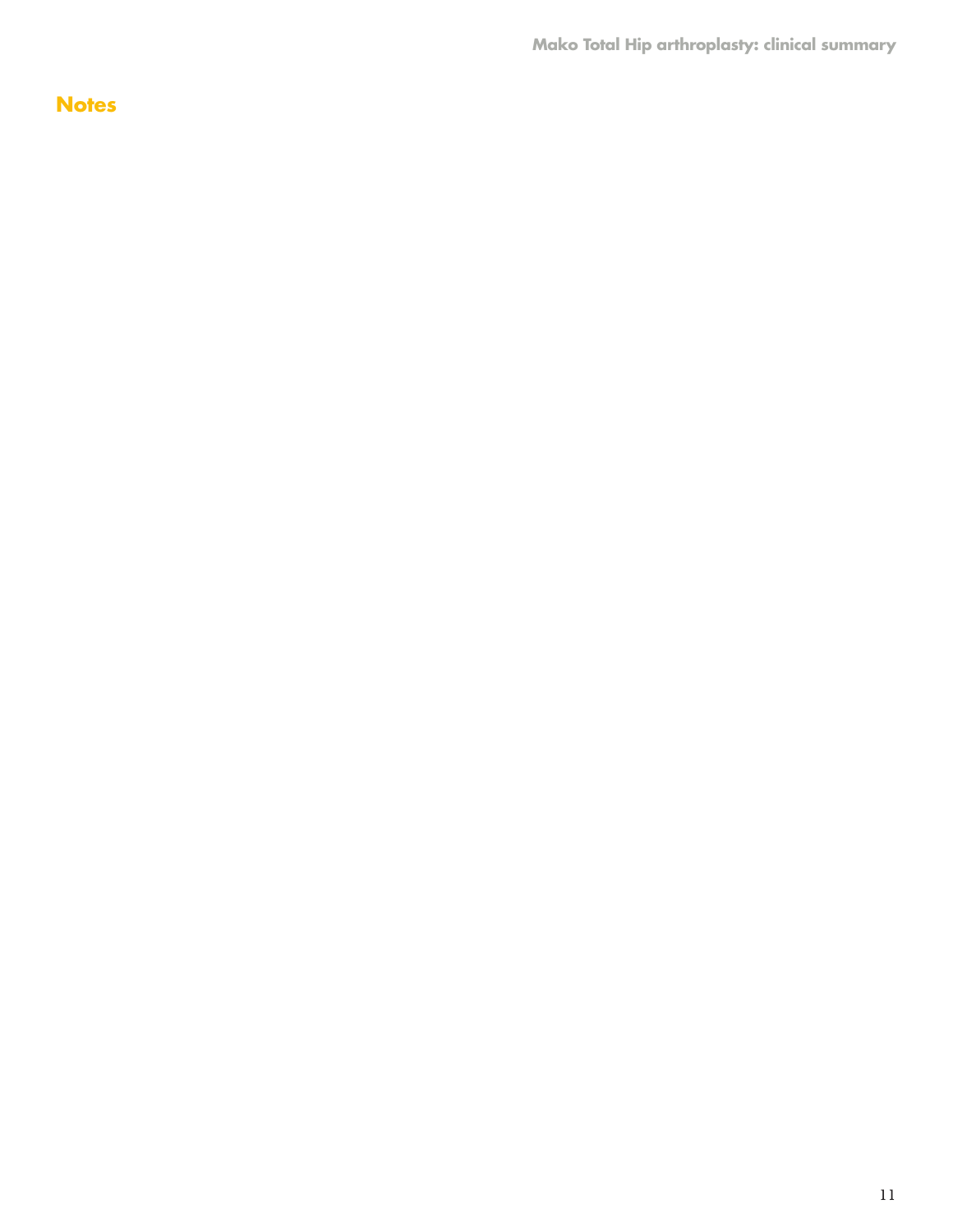## Notes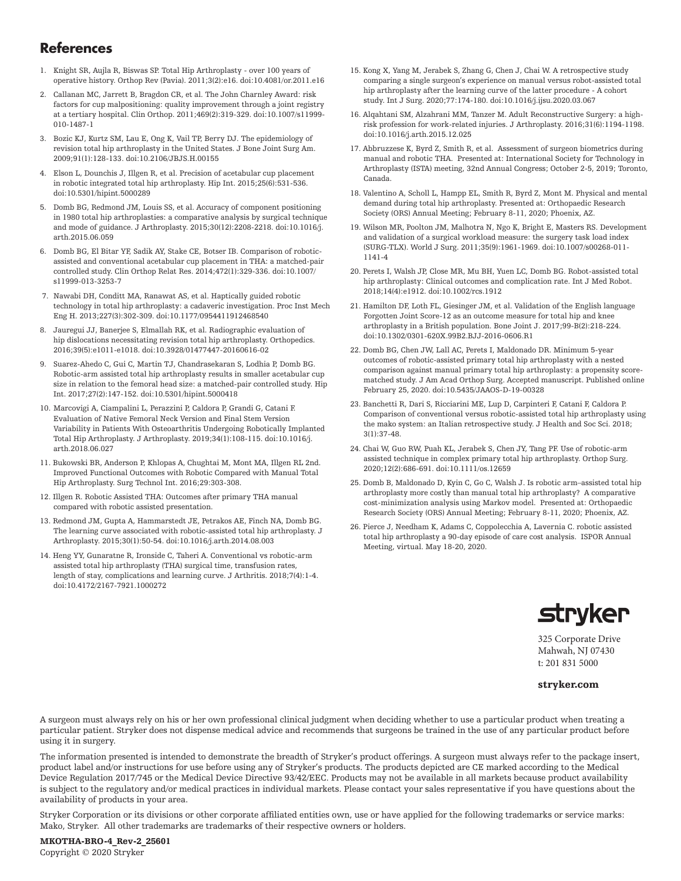# References

1. Knight SR, Aujla R, Biswas SP. Total Hip Arthroplasty - over 100 years of operative history. Orthop Rev (Pavia). 2011;3(2):e16. doi:10.4081/or.2011.e16
2. Callanan MC, Jarrett B, Bragdon CR, et al. The John Charnley Award: risk factors for cup malpositioning: quality improvement through a joint registry at a tertiary hospital. Clin Orthop. 2011;469(2):319-329. doi:10.1007/s11999-010-1487-1
3. Bozic KJ, Kurtz SM, Lau E, Ong K, Vail TP, Berry DJ. The epidemiology of revision total hip arthroplasty in the United States. J Bone Joint Surg Am. 2009;91(1):128-133. doi:10.2106/JBJS.H.00155
4. Elson L, Dounchis J, Illgen R, et al. Precision of acetabular cup placement in robotic integrated total hip arthroplasty. Hip Int. 2015;25(6):531-536. doi:10.5301/hipint.5000289
5. Domb BG, Redmond JM, Louis SS, et al. Accuracy of component positioning in 1980 total hip arthroplasties: a comparative analysis by surgical technique and mode of guidance. J Arthroplasty. 2015;30(12):2208-2218. doi:10.1016/j.arth.2015.06.059
6. Domb BG, El Bitar YF, Sadik AY, Stake CE, Botser IB. Comparison of robotic-assisted and conventional acetabular cup placement in THA: a matched-pair controlled study. Clin Orthop Relat Res. 2014;472(1):329-336. doi:10.1007/s11999-013-3253-7
7. Nawabi DH, Conditt MA, Ranawat AS, et al. Haptically guided robotic technology in total hip arthroplasty: a cadaveric investigation. Proc Inst Mech Eng H. 2013;227(3):302-309. doi:10.1177/0954411912468540
8. Jauregui JJ, Banerjee S, Elmallah RK, et al. Radiographic evaluation of hip dislocations necessitating revision total hip arthroplasty. Orthopedics. 2016;39(5):e1011-e1018. doi:10.3928/01477447-20160616-02
9. Suarez-Ahedo C, Gui C, Martin TJ, Chandrasekaran S, Lodhia P, Domb BG. Robotic-arm assisted total hip arthroplasty results in smaller acetabular cup size in relation to the femoral head size: a matched-pair controlled study. Hip Int. 2017;27(2):147-152. doi:10.5301/hipint.5000418
10. Marcovigi A, Ciampalini L, Perazzini P, Caldora P, Grandi G, Catani F. Evaluation of Native Femoral Neck Version and Final Stem Version Variability in Patients With Osteoarthritis Undergoing Robotically Implanted Total Hip Arthroplasty. J Arthroplasty. 2019;34(1):108-115. doi:10.1016/j.arth.2018.06.027
11. Bukowski BR, Anderson P, Khlopas A, Chughtai M, Mont MA, Illgen RL 2nd. Improved Functional Outcomes with Robotic Compared with Manual Total Hip Arthroplasty. Surg Technol Int. 2016;29:303-308.
12. Illgen R. Robotic Assisted THA: Outcomes after primary THA manual compared with robotic assisted presentation.
13. Redmond JM, Gupta A, Hammarstedt JE, Petrakos AE, Finch NA, Domb BG. The learning curve associated with robotic-assisted total hip arthroplasty. J Arthroplasty. 2015;30(1):50-54. doi:10.1016/j.arth.2014.08.003
14. Heng YY, Gunaratne R, Ironside C, Taheri A. Conventional vs robotic-arm assisted total hip arthroplasty (THA) surgical time, transfusion rates, length of stay, complications and learning curve. J Arthritis. 2018;7(4):1-4. doi:10.4172/2167-7921.1000272
15. Kong X, Yang M, Jerabek S, Zhang G, Chen J, Chai W. A retrospective study comparing a single surgeon's experience on manual versus robot-assisted total hip arthroplasty after the learning curve of the latter procedure - A cohort study. Int J Surg. 2020;77:174-180. doi:10.1016/j.ijsu.2020.03.067
16. Alqahtani SM, Alzahrani MM, Tanzer M. Adult Reconstructive Surgery: a high-risk profession for work-related injuries. J Arthroplasty. 2016;31(6):1194-1198. doi:10.1016/j.arth.2015.12.025
17. Abbruzzese K, Byrd Z, Smith R, et al. Assessment of surgeon biometrics during manual and robotic THA. Presented at: International Society for Technology in Arthroplasty (ISTA) meeting, 32nd Annual Congress; October 2-5, 2019; Toronto, Canada.
18. Valentino A, Scholl L, Hampp EL, Smith R, Byrd Z, Mont M. Physical and mental demand during total hip arthroplasty. Presented at: Orthopaedic Research Society (ORS) Annual Meeting; February 8-11, 2020; Phoenix, AZ.
19. Wilson MR, Poolton JM, Malhotra N, Ngo K, Bright E, Masters RS. Development and validation of a surgical workload measure: the surgery task load index (SURG-TLX). World J Surg. 2011;35(9):1961-1969. doi:10.1007/s00268-011-1141-4
20. Perets I, Walsh JP, Close MR, Mu BH, Yuen LC, Domb BG. Robot-assisted total hip arthroplasty: Clinical outcomes and complication rate. Int J Med Robot. 2018;14(4):e1912. doi:10.1002/rcs.1912
21. Hamilton DF, Loth FL, Giesinger JM, et al. Validation of the English language Forgotten Joint Score-12 as an outcome measure for total hip and knee arthroplasty in a British population. Bone Joint J. 2017;99-B(2):218-224. doi:10.1302/0301-620X.99B2.BJJ-2016-0606.R1
22. Domb BG, Chen JW, Lall AC, Perets I, Maldonado DR. Minimum 5-year outcomes of robotic-assisted primary total hip arthroplasty with a nested comparison against manual primary total hip arthroplasty: a propensity score-matched study. J Am Acad Orthop Surg. Accepted manuscript. Published online February 25, 2020. doi:10.5435/JAAOS-D-19-00328
23. Banchetti R, Dari S, Ricciarini ME, Lup D, Carpinteri F, Catani F, Caldora P. Comparison of conventional versus robotic-assisted total hip arthroplasty using the mako system: an Italian retrospective study. J Health and Soc Sci. 2018; 3(1):37-48.
24. Chai W, Guo RW, Puah KL, Jerabek S, Chen JY, Tang PF. Use of robotic-arm assisted technique in complex primary total hip arthroplasty. Orthop Surg. 2020;12(2):686-691. doi:10.1111/os.12659
25. Domb B, Maldonado D, Kyin C, Go C, Walsh J. Is robotic arm–assisted total hip arthroplasty more costly than manual total hip arthroplasty? A comparative cost-minimization analysis using Markov model. Presented at: Orthopaedic Research Society (ORS) Annual Meeting; February 8-11, 2020; Phoenix, AZ.
26. Pierce J, Needham K, Adams C, Coppolecchia A, Lavernia C. robotic assisted total hip arthroplasty a 90-day episode of care cost analysis. ISPOR Annual Meeting, virtual. May 18-20, 2020.

stryker

325 Corporate Drive
Mahwah, NJ 07430
t: 201 831 5000

**stryker.com**

A surgeon must always rely on his or her own professional clinical judgment when deciding whether to use a particular product when treating a particular patient. Stryker does not dispense medical advice and recommends that surgeons be trained in the use of any particular product before using it in surgery.

The information presented is intended to demonstrate the breadth of Stryker's product offerings. A surgeon must always refer to the package insert, product label and/or instructions for use before using any of Stryker's products. The products depicted are CE marked according to the Medical Device Regulation 2017/745 or the Medical Device Directive 93/42/EEC. Products may not be available in all markets because product availability is subject to the regulatory and/or medical practices in individual markets. Please contact your sales representative if you have questions about the availability of products in your area.

Stryker Corporation or its divisions or other corporate affiliated entities own, use or have applied for the following trademarks or service marks: Mako, Stryker. All other trademarks are trademarks of their respective owners or holders.

**MKOTHA-BRO-4_Rev-2_25601**
Copyright © 2020 Stryker